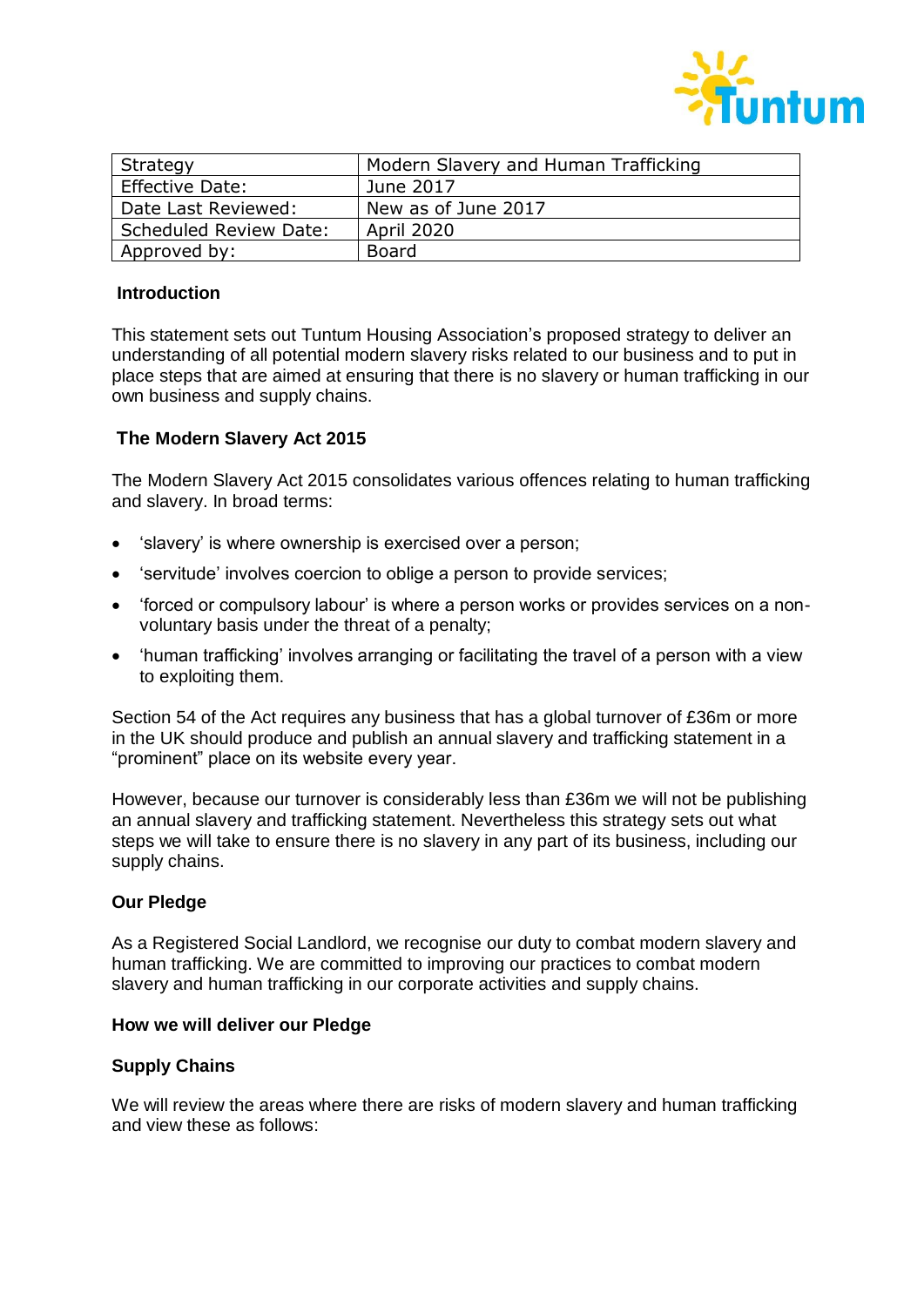| Strategy | Modern Slavery and Human Trafficking |
| --- | --- |
| Effective Date: | June 2017 |
| Date Last Reviewed: | New as of June 2017 |
| Scheduled Review Date: | April 2020 |
| Approved by: | Board |

## Introduction

This statement sets out Tuntum Housing Association's proposed strategy to deliver an understanding of all potential modern slavery risks related to our business and to put in place steps that are aimed at ensuring that there is no slavery or human trafficking in our own business and supply chains.

## The Modern Slavery Act 2015

The Modern Slavery Act 2015 consolidates various offences relating to human trafficking and slavery. In broad terms:

- 'slavery' is where ownership is exercised over a person;
- 'servitude' involves coercion to oblige a person to provide services;
- 'forced or compulsory labour' is where a person works or provides services on a non-voluntary basis under the threat of a penalty;
- 'human trafficking' involves arranging or facilitating the travel of a person with a view to exploiting them.

Section 54 of the Act requires any business that has a global turnover of £36m or more in the UK should produce and publish an annual slavery and trafficking statement in a "prominent" place on its website every year.

However, because our turnover is considerably less than £36m we will not be publishing an annual slavery and trafficking statement. Nevertheless this strategy sets out what steps we will take to ensure there is no slavery in any part of its business, including our supply chains.

## Our Pledge

As a Registered Social Landlord, we recognise our duty to combat modern slavery and human trafficking. We are committed to improving our practices to combat modern slavery and human trafficking in our corporate activities and supply chains.

## How we will deliver our Pledge

### Supply Chains

We will review the areas where there are risks of modern slavery and human trafficking and view these as follows: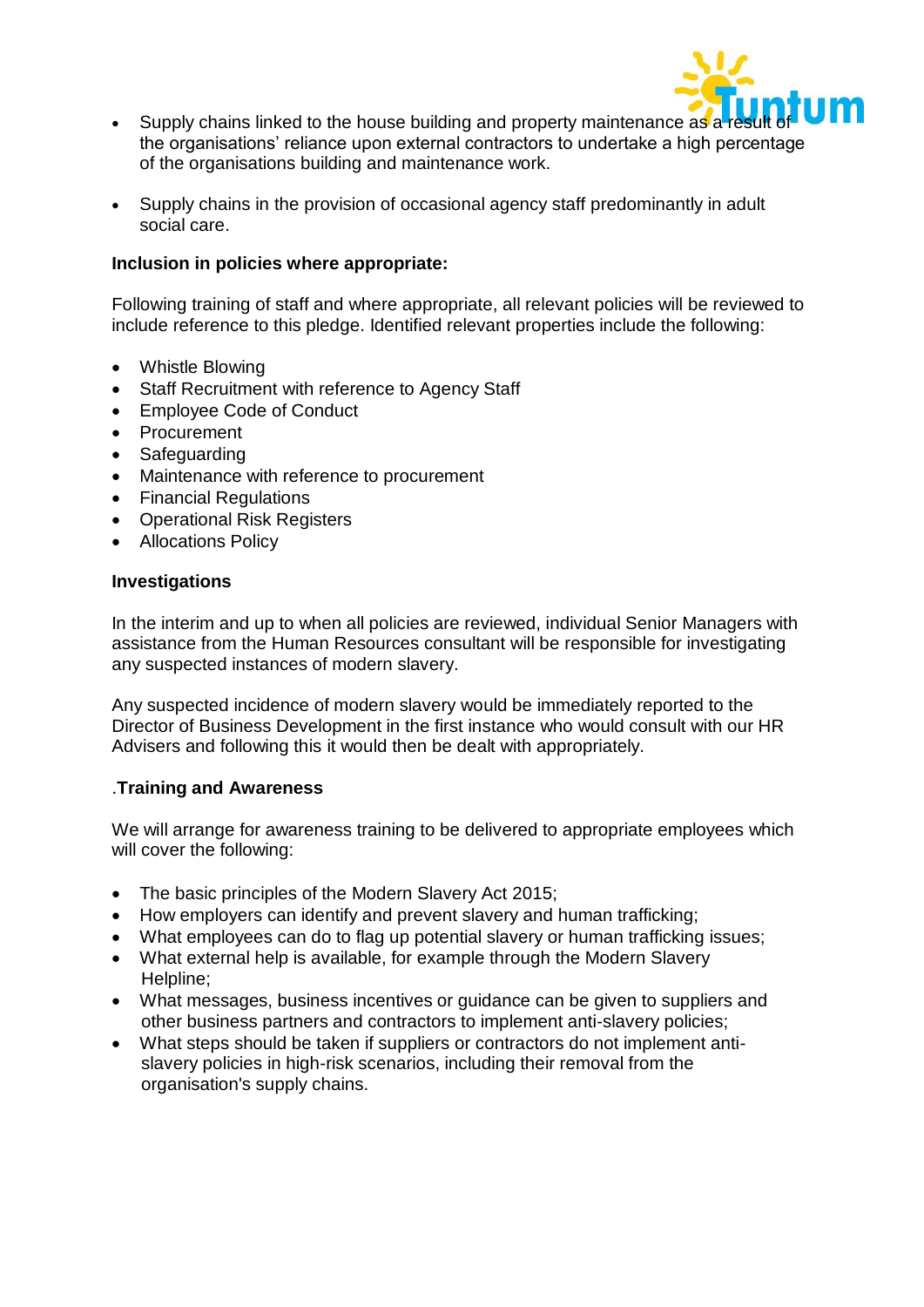- Supply chains linked to the house building and property maintenance as a result of the organisations' reliance upon external contractors to undertake a high percentage of the organisations building and maintenance work.

- Supply chains in the provision of occasional agency staff predominantly in adult social care.

**Inclusion in policies where appropriate:**

Following training of staff and where appropriate, all relevant policies will be reviewed to include reference to this pledge. Identified relevant properties include the following:

- Whistle Blowing
- Staff Recruitment with reference to Agency Staff
- Employee Code of Conduct
- Procurement
- Safeguarding
- Maintenance with reference to procurement
- Financial Regulations
- Operational Risk Registers
- Allocations Policy

**Investigations**

In the interim and up to when all policies are reviewed, individual Senior Managers with assistance from the Human Resources consultant will be responsible for investigating any suspected instances of modern slavery.

Any suspected incidence of modern slavery would be immediately reported to the Director of Business Development in the first instance who would consult with our HR Advisers and following this it would then be dealt with appropriately.

.**Training and Awareness**

We will arrange for awareness training to be delivered to appropriate employees which will cover the following:

- The basic principles of the Modern Slavery Act 2015;
- How employers can identify and prevent slavery and human trafficking;
- What employees can do to flag up potential slavery or human trafficking issues;
- What external help is available, for example through the Modern Slavery Helpline;
- What messages, business incentives or guidance can be given to suppliers and other business partners and contractors to implement anti-slavery policies;
- What steps should be taken if suppliers or contractors do not implement anti-slavery policies in high-risk scenarios, including their removal from the organisation's supply chains.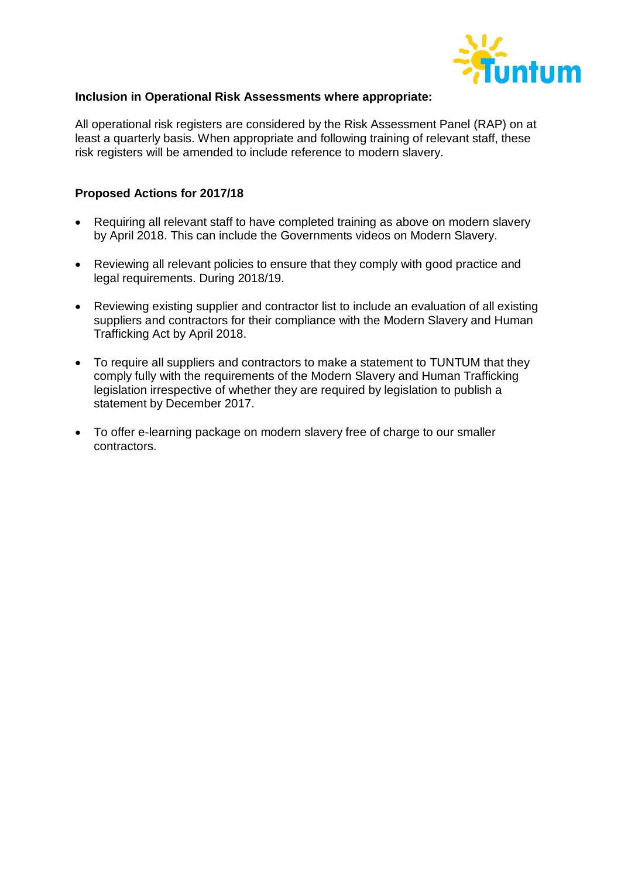**Inclusion in Operational Risk Assessments where appropriate:**

All operational risk registers are considered by the Risk Assessment Panel (RAP) on at least a quarterly basis. When appropriate and following training of relevant staff, these risk registers will be amended to include reference to modern slavery.

**Proposed Actions for 2017/18**

- Requiring all relevant staff to have completed training as above on modern slavery by April 2018. This can include the Governments videos on Modern Slavery.
- Reviewing all relevant policies to ensure that they comply with good practice and legal requirements. During 2018/19.
- Reviewing existing supplier and contractor list to include an evaluation of all existing suppliers and contractors for their compliance with the Modern Slavery and Human Trafficking Act by April 2018.
- To require all suppliers and contractors to make a statement to TUNTUM that they comply fully with the requirements of the Modern Slavery and Human Trafficking legislation irrespective of whether they are required by legislation to publish a statement by December 2017.
- To offer e-learning package on modern slavery free of charge to our smaller contractors.